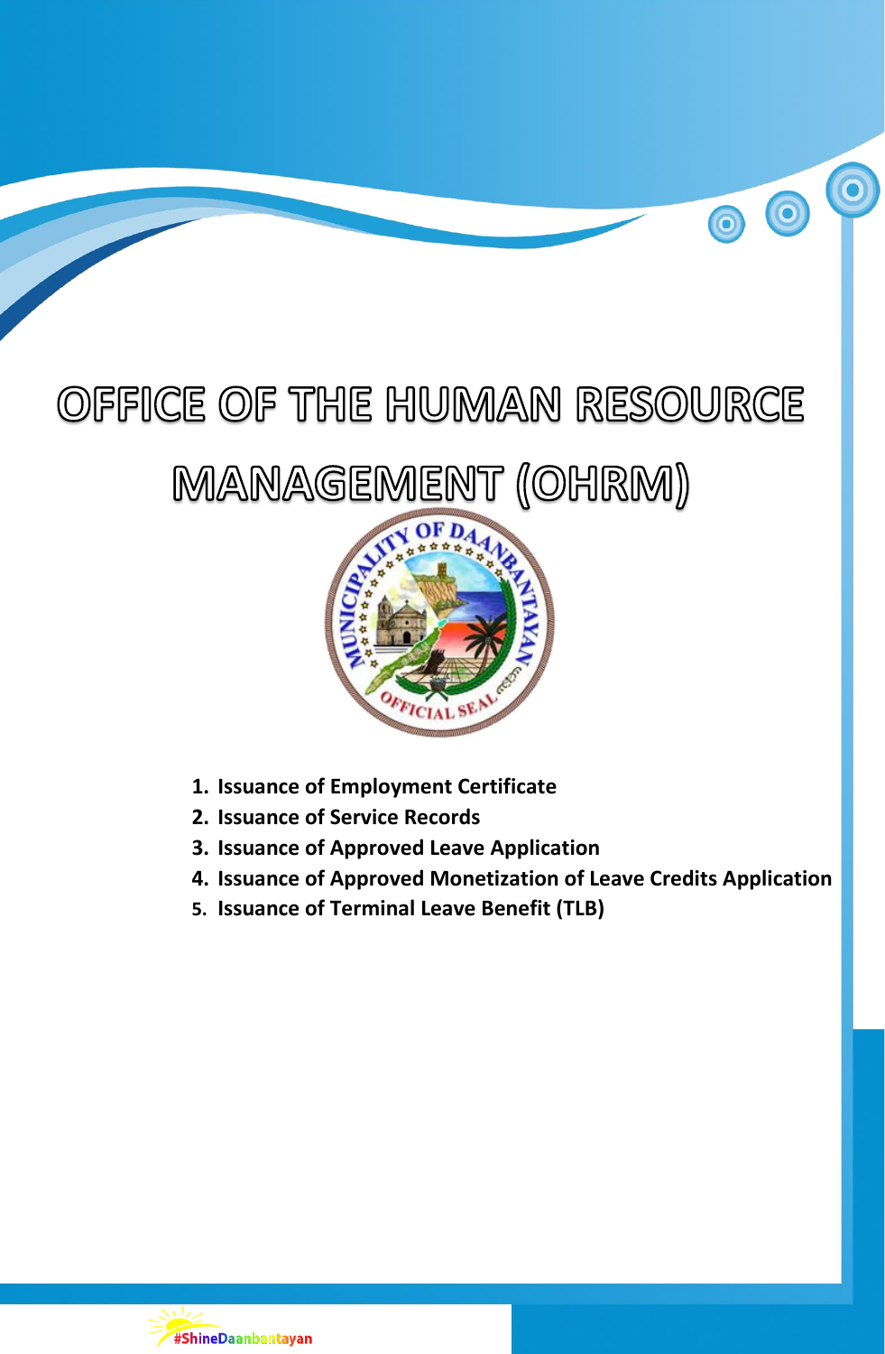# OFFICE OF THE HUMAN RESOURCE MANAGEMENT (OHRM)

1. **Issuance of Employment Certificate**
2. **Issuance of Service Records**
3. **Issuance of Approved Leave Application**
4. **Issuance of Approved Monetization of Leave Credits Application**
5. **Issuance of Terminal Leave Benefit (TLB)**

#ShineDaanbantayan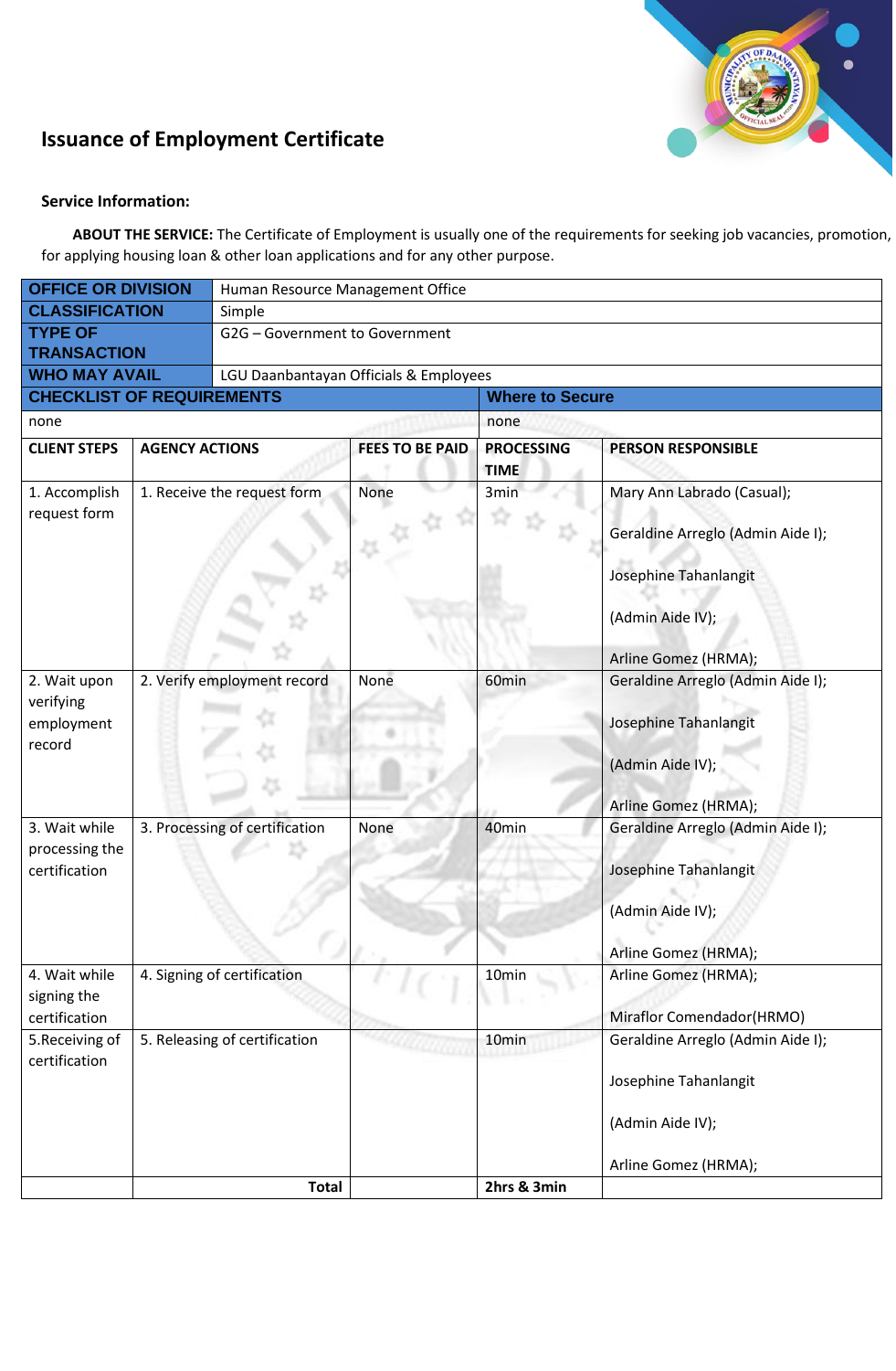## Issuance of Employment Certificate

**Service Information:**

**ABOUT THE SERVICE:** The Certificate of Employment is usually one of the requirements for seeking job vacancies, promotion, for applying housing loan & other loan applications and for any other purpose.

| | |
|---|---|
| **OFFICE OR DIVISION** | Human Resource Management Office |
| **CLASSIFICATION** | Simple |
| **TYPE OF TRANSACTION** | G2G – Government to Government |
| **WHO MAY AVAIL** | LGU Daanbantayan Officials & Employees |

| **CHECKLIST OF REQUIREMENTS** | **Where to Secure** |
|---|---|
| none | none |

| **CLIENT STEPS** | **AGENCY ACTIONS** | **FEES TO BE PAID** | **PROCESSING TIME** | **PERSON RESPONSIBLE** |
|---|---|---|---|---|
| 1. Accomplish request form | 1. Receive the request form | None | 3min | Mary Ann Labrado (Casual); Geraldine Arreglo (Admin Aide I); Josephine Tahanlangit (Admin Aide IV); Arline Gomez (HRMA); |
| 2. Wait upon verifying employment record | 2. Verify employment record | None | 60min | Geraldine Arreglo (Admin Aide I); Josephine Tahanlangit (Admin Aide IV); Arline Gomez (HRMA); |
| 3. Wait while processing the certification | 3. Processing of certification | None | 40min | Geraldine Arreglo (Admin Aide I); Josephine Tahanlangit (Admin Aide IV); Arline Gomez (HRMA); |
| 4. Wait while signing the certification | 4. Signing of certification | | 10min | Arline Gomez (HRMA); Miraflor Comendador(HRMO) |
| 5.Receiving of certification | 5. Releasing of certification | | 10min | Geraldine Arreglo (Admin Aide I); Josephine Tahanlangit (Admin Aide IV); Arline Gomez (HRMA); |
| | **Total** | | **2hrs & 3min** | |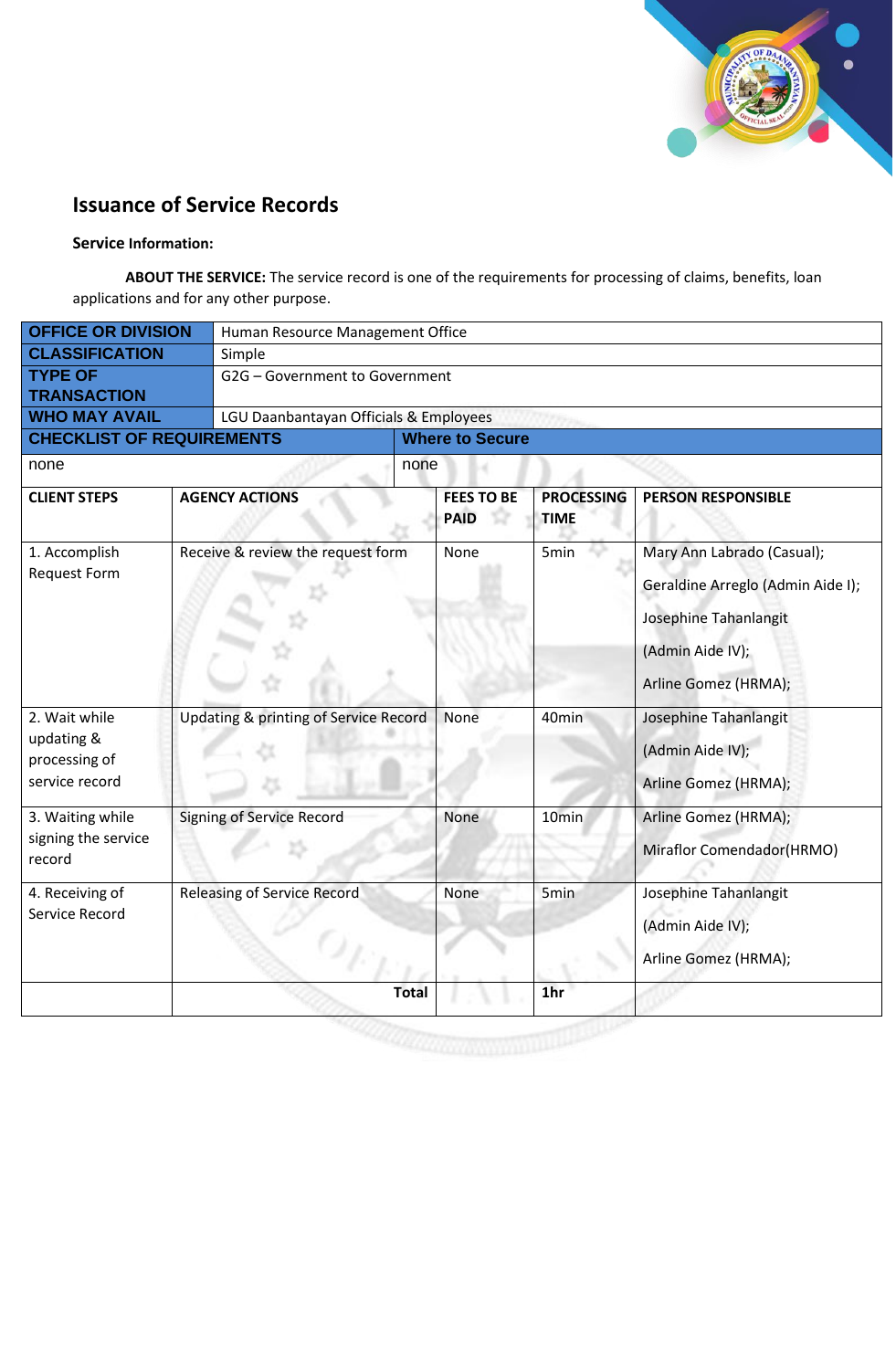# Issuance of Service Records

**Service Information:**

**ABOUT THE SERVICE:** The service record is one of the requirements for processing of claims, benefits, loan applications and for any other purpose.

| OFFICE OR DIVISION | Human Resource Management Office |
|---|---|
| CLASSIFICATION | Simple |
| TYPE OF TRANSACTION | G2G – Government to Government |
| WHO MAY AVAIL | LGU Daanbantayan Officials & Employees |

| CHECKLIST OF REQUIREMENTS | Where to Secure |
|---|---|
| none | none |

| CLIENT STEPS | AGENCY ACTIONS | FEES TO BE PAID | PROCESSING TIME | PERSON RESPONSIBLE |
|---|---|---|---|---|
| 1. Accomplish Request Form | Receive & review the request form | None | 5min | Mary Ann Labrado (Casual); Geraldine Arreglo (Admin Aide I); Josephine Tahanlangit (Admin Aide IV); Arline Gomez (HRMA); |
| 2. Wait while updating & processing of service record | Updating & printing of Service Record | None | 40min | Josephine Tahanlangit (Admin Aide IV); Arline Gomez (HRMA); |
| 3. Waiting while signing the service record | Signing of Service Record | None | 10min | Arline Gomez (HRMA); Miraflor Comendador(HRMO) |
| 4. Receiving of Service Record | Releasing of Service Record | None | 5min | Josephine Tahanlangit (Admin Aide IV); Arline Gomez (HRMA); |
| | **Total** | | **1hr** | |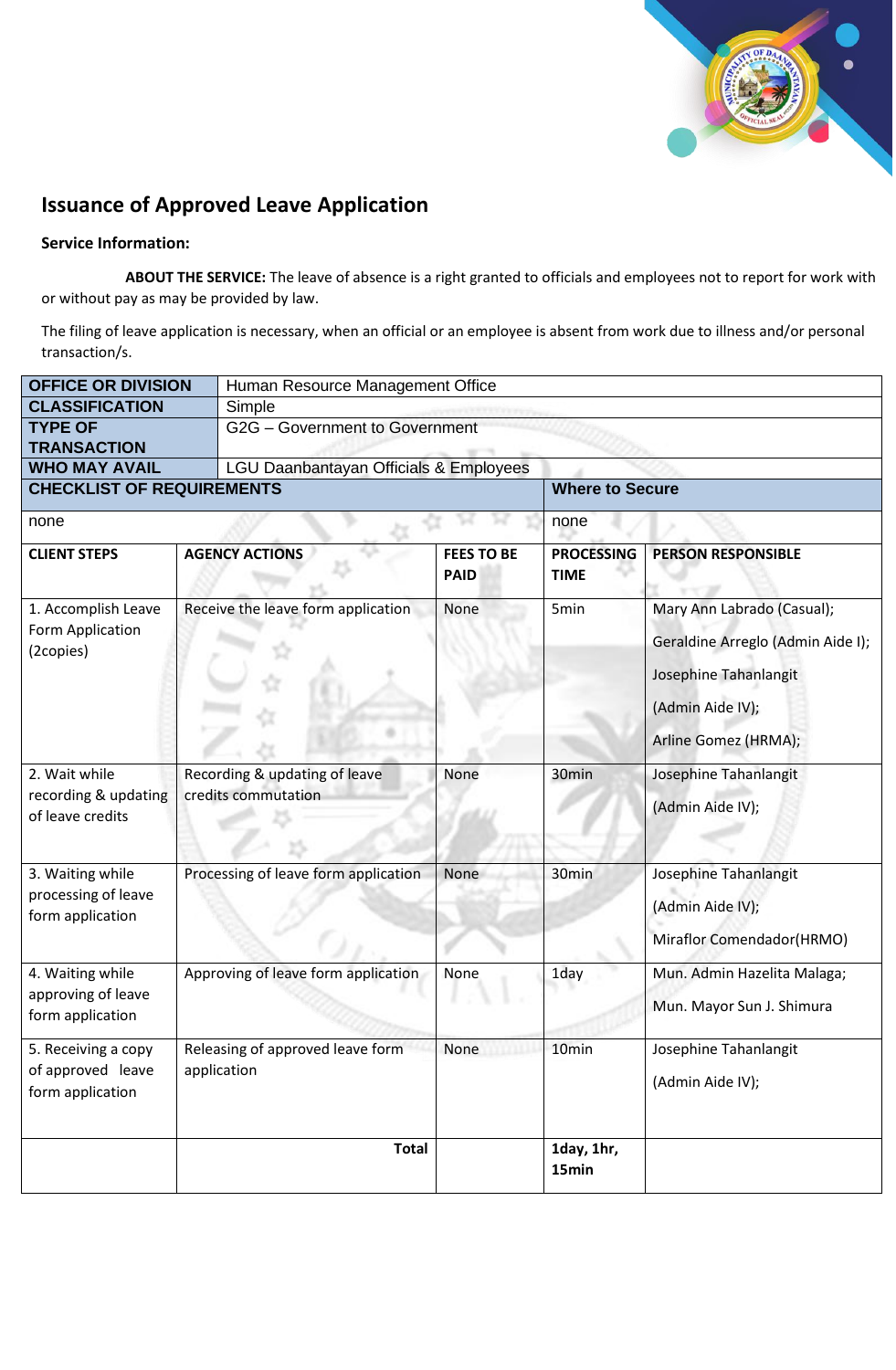## Issuance of Approved Leave Application

**Service Information:**

**ABOUT THE SERVICE:** The leave of absence is a right granted to officials and employees not to report for work with or without pay as may be provided by law.

The filing of leave application is necessary, when an official or an employee is absent from work due to illness and/or personal transaction/s.

| **OFFICE OR DIVISION** | Human Resource Management Office | | | |
|---|---|---|---|---|
| **CLASSIFICATION** | Simple | | | |
| **TYPE OF TRANSACTION** | G2G – Government to Government | | | |
| **WHO MAY AVAIL** | LGU Daanbantayan Officials & Employees | | | |
| **CHECKLIST OF REQUIREMENTS** | | | **Where to Secure** | |
| none | | | none | |
| **CLIENT STEPS** | **AGENCY ACTIONS** | **FEES TO BE PAID** | **PROCESSING TIME** | **PERSON RESPONSIBLE** |
| 1. Accomplish Leave Form Application (2copies) | Receive the leave form application | None | 5min | Mary Ann Labrado (Casual); Geraldine Arreglo (Admin Aide I); Josephine Tahanlangit (Admin Aide IV); Arline Gomez (HRMA); |
| 2. Wait while recording & updating of leave credits | Recording & updating of leave credits commutation | None | 30min | Josephine Tahanlangit (Admin Aide IV); |
| 3. Waiting while processing of leave form application | Processing of leave form application | None | 30min | Josephine Tahanlangit (Admin Aide IV); Miraflor Comendador(HRMO) |
| 4. Waiting while approving of leave form application | Approving of leave form application | None | 1day | Mun. Admin Hazelita Malaga; Mun. Mayor Sun J. Shimura |
| 5. Receiving a copy of approved leave form application | Releasing of approved leave form application | None | 10min | Josephine Tahanlangit (Admin Aide IV); |
| | **Total** | | **1day, 1hr, 15min** | |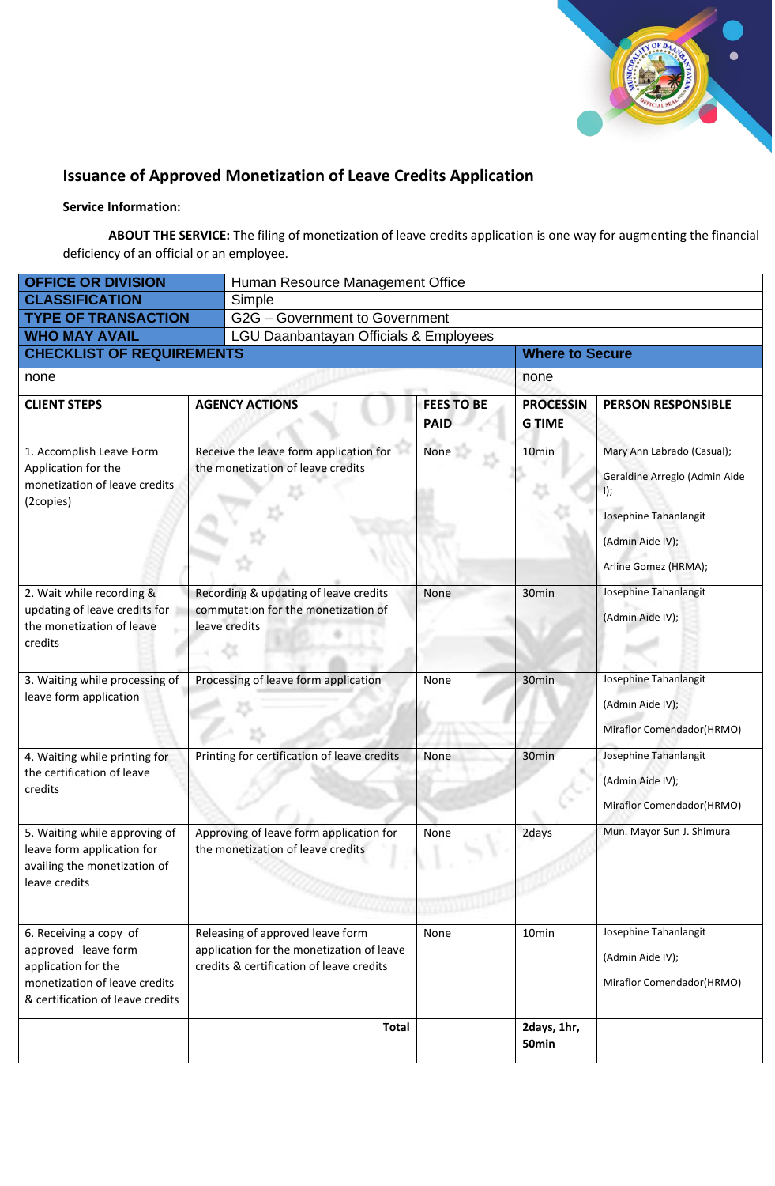## Issuance of Approved Monetization of Leave Credits Application

**Service Information:**

**ABOUT THE SERVICE:** The filing of monetization of leave credits application is one way for augmenting the financial deficiency of an official or an employee.

| **OFFICE OR DIVISION** | Human Resource Management Office | | | |
|---|---|---|---|---|
| **CLASSIFICATION** | Simple | | | |
| **TYPE OF TRANSACTION** | G2G – Government to Government | | | |
| **WHO MAY AVAIL** | LGU Daanbantayan Officials & Employees | | | |
| **CHECKLIST OF REQUIREMENTS** | | | **Where to Secure** | |
| none | | | none | |
| **CLIENT STEPS** | **AGENCY ACTIONS** | **FEES TO BE PAID** | **PROCESSING TIME** | **PERSON RESPONSIBLE** |
| 1. Accomplish Leave Form Application for the monetization of leave credits (2copies) | Receive the leave form application for the monetization of leave credits | None | 10min | Mary Ann Labrado (Casual); Geraldine Arreglo (Admin Aide I); Josephine Tahanlangit (Admin Aide IV); Arline Gomez (HRMA); |
| 2. Wait while recording & updating of leave credits for the monetization of leave credits | Recording & updating of leave credits commutation for the monetization of leave credits | None | 30min | Josephine Tahanlangit (Admin Aide IV); |
| 3. Waiting while processing of leave form application | Processing of leave form application | None | 30min | Josephine Tahanlangit (Admin Aide IV); Miraflor Comendador(HRMO) |
| 4. Waiting while printing for the certification of leave credits | Printing for certification of leave credits | None | 30min | Josephine Tahanlangit (Admin Aide IV); Miraflor Comendador(HRMO) |
| 5. Waiting while approving of leave form application for availing the monetization of leave credits | Approving of leave form application for the monetization of leave credits | None | 2days | Mun. Mayor Sun J. Shimura |
| 6. Receiving a copy of approved leave form application for the monetization of leave credits & certification of leave credits | Releasing of approved leave form application for the monetization of leave credits & certification of leave credits | None | 10min | Josephine Tahanlangit (Admin Aide IV); Miraflor Comendador(HRMO) |
| | **Total** | | **2days, 1hr, 50min** | |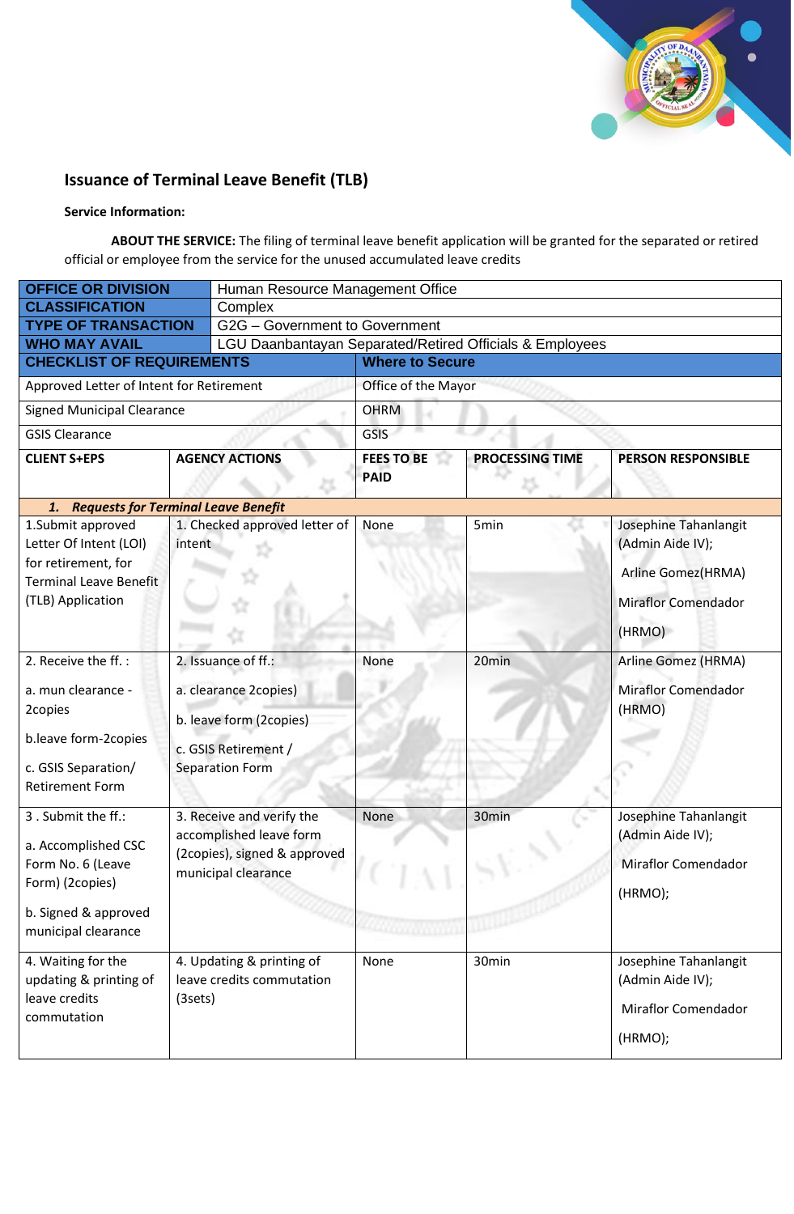## Issuance of Terminal Leave Benefit (TLB)

**Service Information:**

**ABOUT THE SERVICE:** The filing of terminal leave benefit application will be granted for the separated or retired official or employee from the service for the unused accumulated leave credits

| **OFFICE OR DIVISION** | Human Resource Management Office |
|---|---|
| **CLASSIFICATION** | Complex |
| **TYPE OF TRANSACTION** | G2G – Government to Government |
| **WHO MAY AVAIL** | LGU Daanbantayan Separated/Retired Officials & Employees |

| **CHECKLIST OF REQUIREMENTS** | **Where to Secure** |
|---|---|
| Approved Letter of Intent for Retirement | Office of the Mayor |
| Signed Municipal Clearance | OHRM |
| GSIS Clearance | GSIS |

| **CLIENT S+EPS** | **AGENCY ACTIONS** | **FEES TO BE PAID** | **PROCESSING TIME** | **PERSON RESPONSIBLE** |
|---|---|---|---|---|
| ***1. Requests for Terminal Leave Benefit*** | | | | |
| 1.Submit approved Letter Of Intent (LOI) for retirement, for Terminal Leave Benefit (TLB) Application | 1. Checked approved letter of intent | None | 5min | Josephine Tahanlangit (Admin Aide IV); Arline Gomez(HRMA) Miraflor Comendador (HRMO) |
| 2. Receive the ff. : a. mun clearance - 2copies b.leave form-2copies c. GSIS Separation/ Retirement Form | 2. Issuance of ff.: a. clearance 2copies) b. leave form (2copies) c. GSIS Retirement / Separation Form | None | 20min | Arline Gomez (HRMA) Miraflor Comendador (HRMO) |
| 3 . Submit the ff.: a. Accomplished CSC Form No. 6 (Leave Form) (2copies) b. Signed & approved municipal clearance | 3. Receive and verify the accomplished leave form (2copies), signed & approved municipal clearance | None | 30min | Josephine Tahanlangit (Admin Aide IV); Miraflor Comendador (HRMO); |
| 4. Waiting for the updating & printing of leave credits commutation | 4. Updating & printing of leave credits commutation (3sets) | None | 30min | Josephine Tahanlangit (Admin Aide IV); Miraflor Comendador (HRMO); |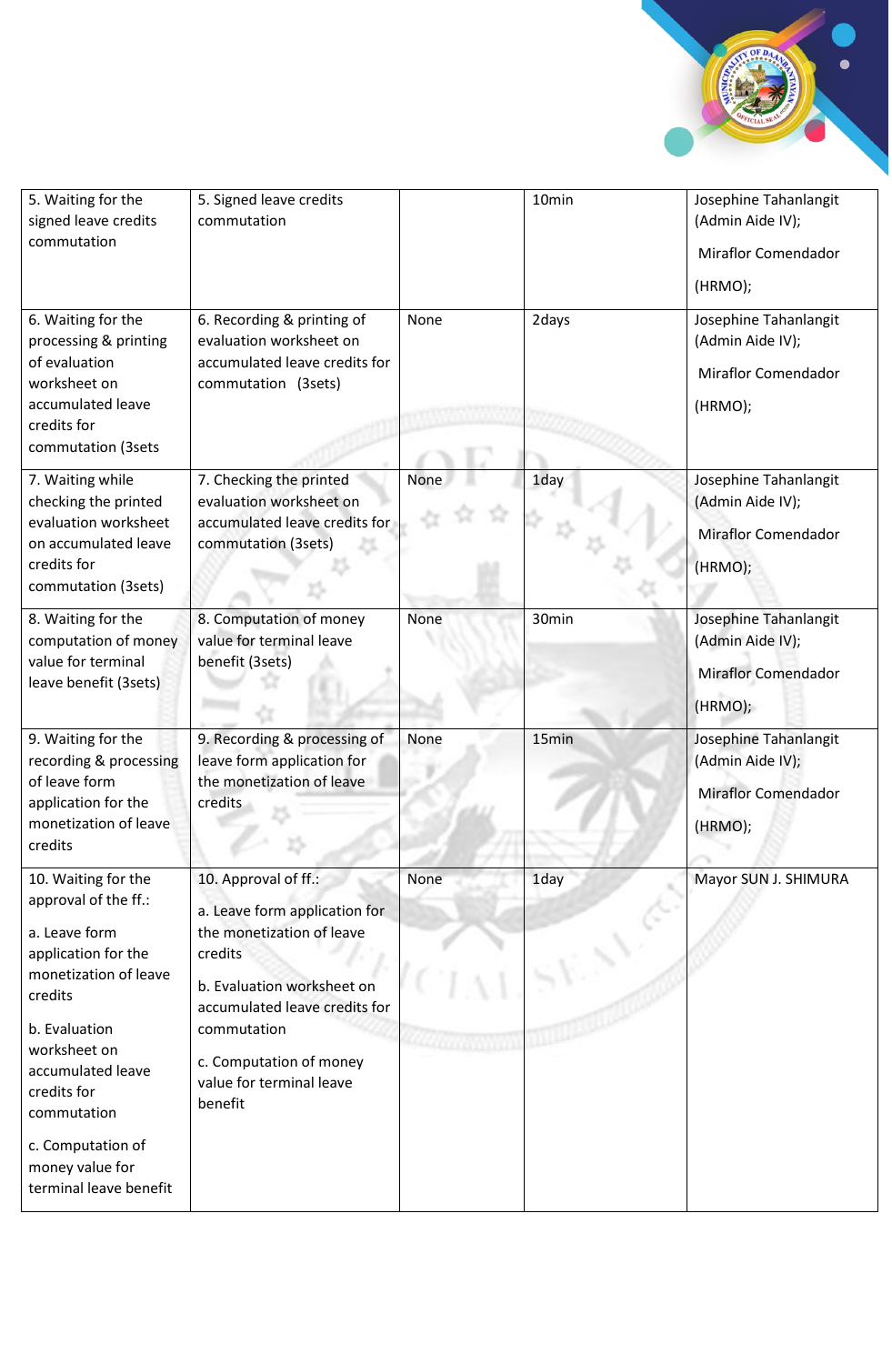| | | | | |
|---|---|---|---|---|
| 5. Waiting for the signed leave credits commutation | 5. Signed leave credits commutation | | 10min | Josephine Tahanlangit (Admin Aide IV); Miraflor Comendador (HRMO); |
| 6. Waiting for the processing & printing of evaluation worksheet on accumulated leave credits for commutation (3sets | 6. Recording & printing of evaluation worksheet on accumulated leave credits for commutation (3sets) | None | 2days | Josephine Tahanlangit (Admin Aide IV); Miraflor Comendador (HRMO); |
| 7. Waiting while checking the printed evaluation worksheet on accumulated leave credits for commutation (3sets) | 7. Checking the printed evaluation worksheet on accumulated leave credits for commutation (3sets) | None | 1day | Josephine Tahanlangit (Admin Aide IV); Miraflor Comendador (HRMO); |
| 8. Waiting for the computation of money value for terminal leave benefit (3sets) | 8. Computation of money value for terminal leave benefit (3sets) | None | 30min | Josephine Tahanlangit (Admin Aide IV); Miraflor Comendador (HRMO); |
| 9. Waiting for the recording & processing of leave form application for the monetization of leave credits | 9. Recording & processing of leave form application for the monetization of leave credits | None | 15min | Josephine Tahanlangit (Admin Aide IV); Miraflor Comendador (HRMO); |
| 10. Waiting for the approval of the ff.: a. Leave form application for the monetization of leave credits b. Evaluation worksheet on accumulated leave credits for commutation c. Computation of money value for terminal leave benefit | 10. Approval of ff.: a. Leave form application for the monetization of leave credits b. Evaluation worksheet on accumulated leave credits for commutation c. Computation of money value for terminal leave benefit | None | 1day | Mayor SUN J. SHIMURA |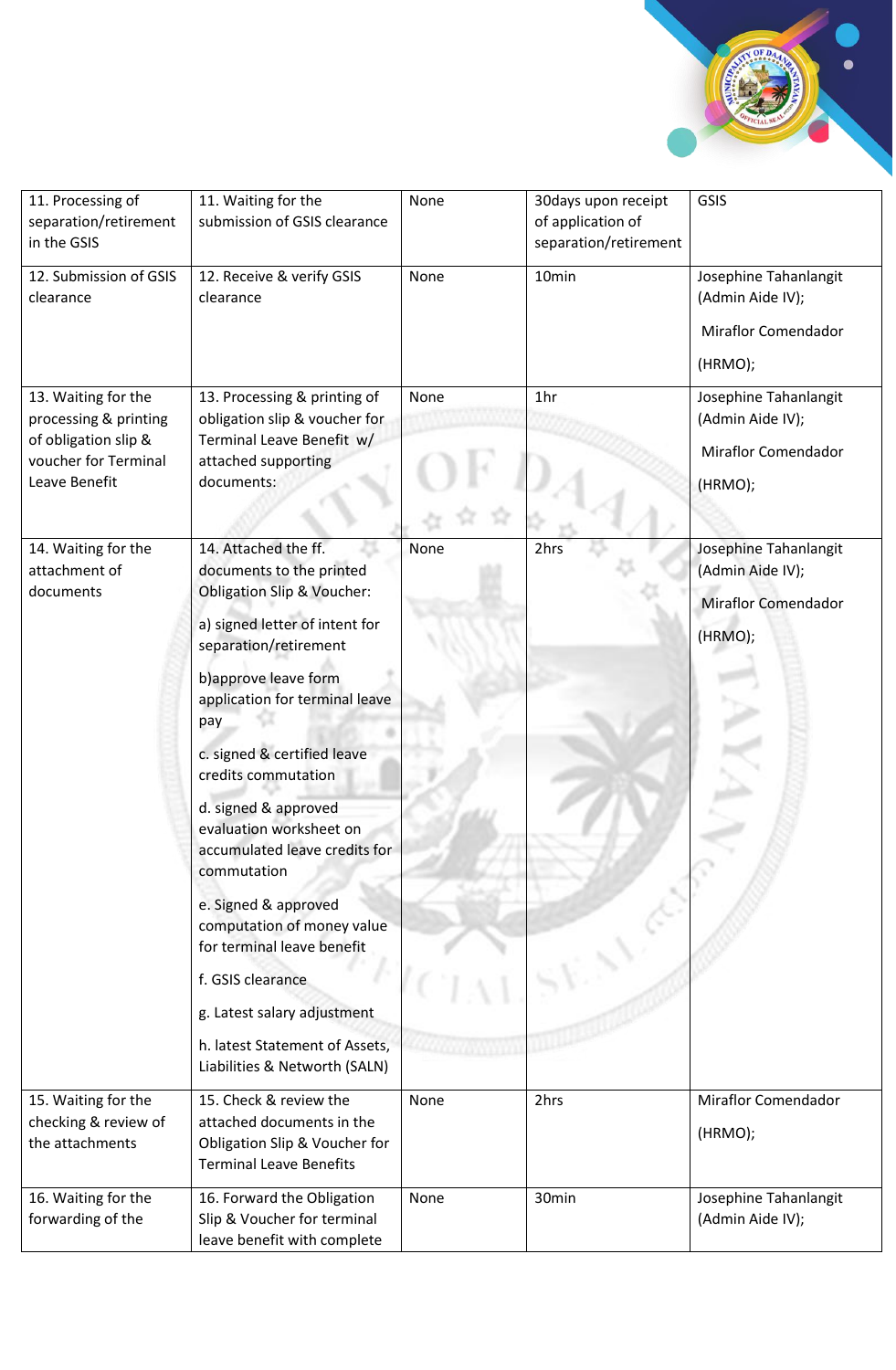| 11. Processing of separation/retirement in the GSIS | 11. Waiting for the submission of GSIS clearance | None | 30days upon receipt of application of separation/retirement | GSIS |
|---|---|---|---|---|
| 12. Submission of GSIS clearance | 12. Receive & verify GSIS clearance | None | 10min | Josephine Tahanlangit (Admin Aide IV); Miraflor Comendador (HRMO); |
| 13. Waiting for the processing & printing of obligation slip & voucher for Terminal Leave Benefit | 13. Processing & printing of obligation slip & voucher for Terminal Leave Benefit w/ attached supporting documents: | None | 1hr | Josephine Tahanlangit (Admin Aide IV); Miraflor Comendador (HRMO); |
| 14. Waiting for the attachment of documents | 14. Attached the ff. documents to the printed Obligation Slip & Voucher: a) signed letter of intent for separation/retirement b)approve leave form application for terminal leave pay c. signed & certified leave credits commutation d. signed & approved evaluation worksheet on accumulated leave credits for commutation e. Signed & approved computation of money value for terminal leave benefit f. GSIS clearance g. Latest salary adjustment h. latest Statement of Assets, Liabilities & Networth (SALN) | None | 2hrs | Josephine Tahanlangit (Admin Aide IV); Miraflor Comendador (HRMO); |
| 15. Waiting for the checking & review of the attachments | 15. Check & review the attached documents in the Obligation Slip & Voucher for Terminal Leave Benefits | None | 2hrs | Miraflor Comendador (HRMO); |
| 16. Waiting for the forwarding of the | 16. Forward the Obligation Slip & Voucher for terminal leave benefit with complete | None | 30min | Josephine Tahanlangit (Admin Aide IV); |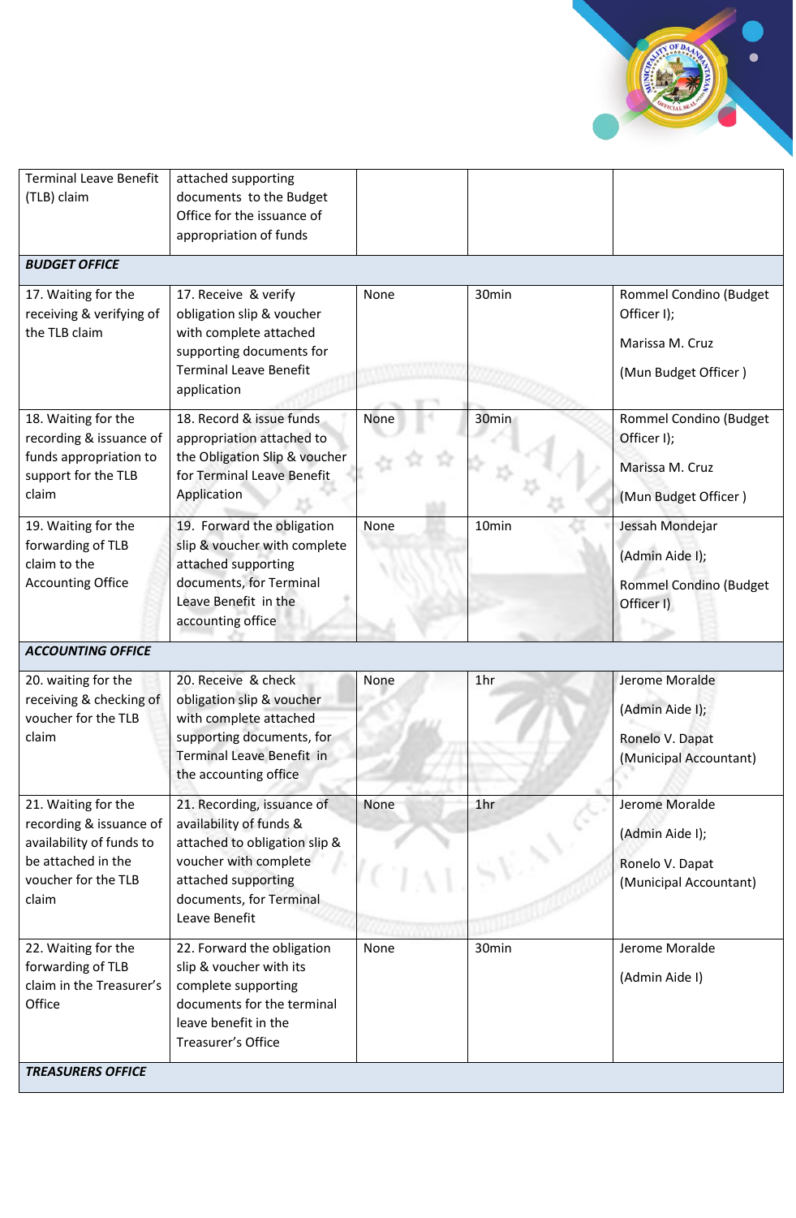| | | | | |
|---|---|---|---|---|
| Terminal Leave Benefit (TLB) claim | attached supporting documents to the Budget Office for the issuance of appropriation of funds | | | |
| ***BUDGET OFFICE*** | | | | |
| 17. Waiting for the receiving & verifying of the TLB claim | 17. Receive & verify obligation slip & voucher with complete attached supporting documents for Terminal Leave Benefit application | None | 30min | Rommel Condino (Budget Officer I); Marissa M. Cruz (Mun Budget Officer ) |
| 18. Waiting for the recording & issuance of funds appropriation to support for the TLB claim | 18. Record & issue funds appropriation attached to the Obligation Slip & voucher for Terminal Leave Benefit Application | None | 30min | Rommel Condino (Budget Officer I); Marissa M. Cruz (Mun Budget Officer ) |
| 19. Waiting for the forwarding of TLB claim to the Accounting Office | 19. Forward the obligation slip & voucher with complete attached supporting documents, for Terminal Leave Benefit in the accounting office | None | 10min | Jessah Mondejar (Admin Aide I); Rommel Condino (Budget Officer I) |
| ***ACCOUNTING OFFICE*** | | | | |
| 20. waiting for the receiving & checking of voucher for the TLB claim | 20. Receive & check obligation slip & voucher with complete attached supporting documents, for Terminal Leave Benefit in the accounting office | None | 1hr | Jerome Moralde (Admin Aide I); Ronelo V. Dapat (Municipal Accountant) |
| 21. Waiting for the recording & issuance of availability of funds to be attached in the voucher for the TLB claim | 21. Recording, issuance of availability of funds & attached to obligation slip & voucher with complete attached supporting documents, for Terminal Leave Benefit | None | 1hr | Jerome Moralde (Admin Aide I); Ronelo V. Dapat (Municipal Accountant) |
| 22. Waiting for the forwarding of TLB claim in the Treasurer's Office | 22. Forward the obligation slip & voucher with its complete supporting documents for the terminal leave benefit in the Treasurer's Office | None | 30min | Jerome Moralde (Admin Aide I) |
| ***TREASURERS OFFICE*** | | | | |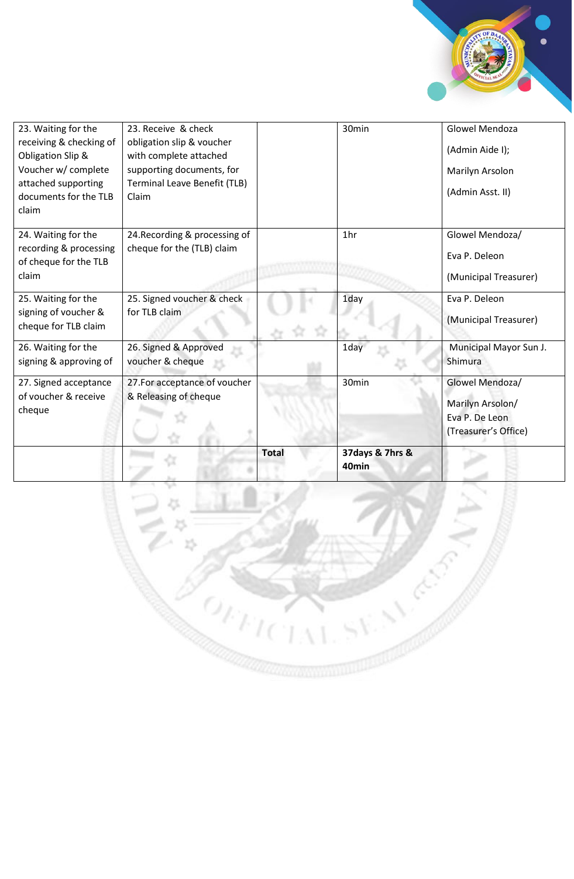| | | | | |
|---|---|---|---|---|
| 23. Waiting for the receiving & checking of Obligation Slip & Voucher w/ complete attached supporting documents for the TLB claim | 23. Receive & check obligation slip & voucher with complete attached supporting documents, for Terminal Leave Benefit (TLB) Claim | | 30min | Glowel Mendoza (Admin Aide I); Marilyn Arsolon (Admin Asst. II) |
| 24. Waiting for the recording & processing of cheque for the TLB claim | 24.Recording & processing of cheque for the (TLB) claim | | 1hr | Glowel Mendoza/ Eva P. Deleon (Municipal Treasurer) |
| 25. Waiting for the signing of voucher & cheque for TLB claim | 25. Signed voucher & check for TLB claim | | 1day | Eva P. Deleon (Municipal Treasurer) |
| 26. Waiting for the signing & approving of | 26. Signed & Approved voucher & cheque | | 1day | Municipal Mayor Sun J. Shimura |
| 27. Signed acceptance of voucher & receive cheque | 27.For acceptance of voucher & Releasing of cheque | | 30min | Glowel Mendoza/ Marilyn Arsolon/ Eva P. De Leon (Treasurer's Office) |
| | | **Total** | **37days & 7hrs & 40min** | |